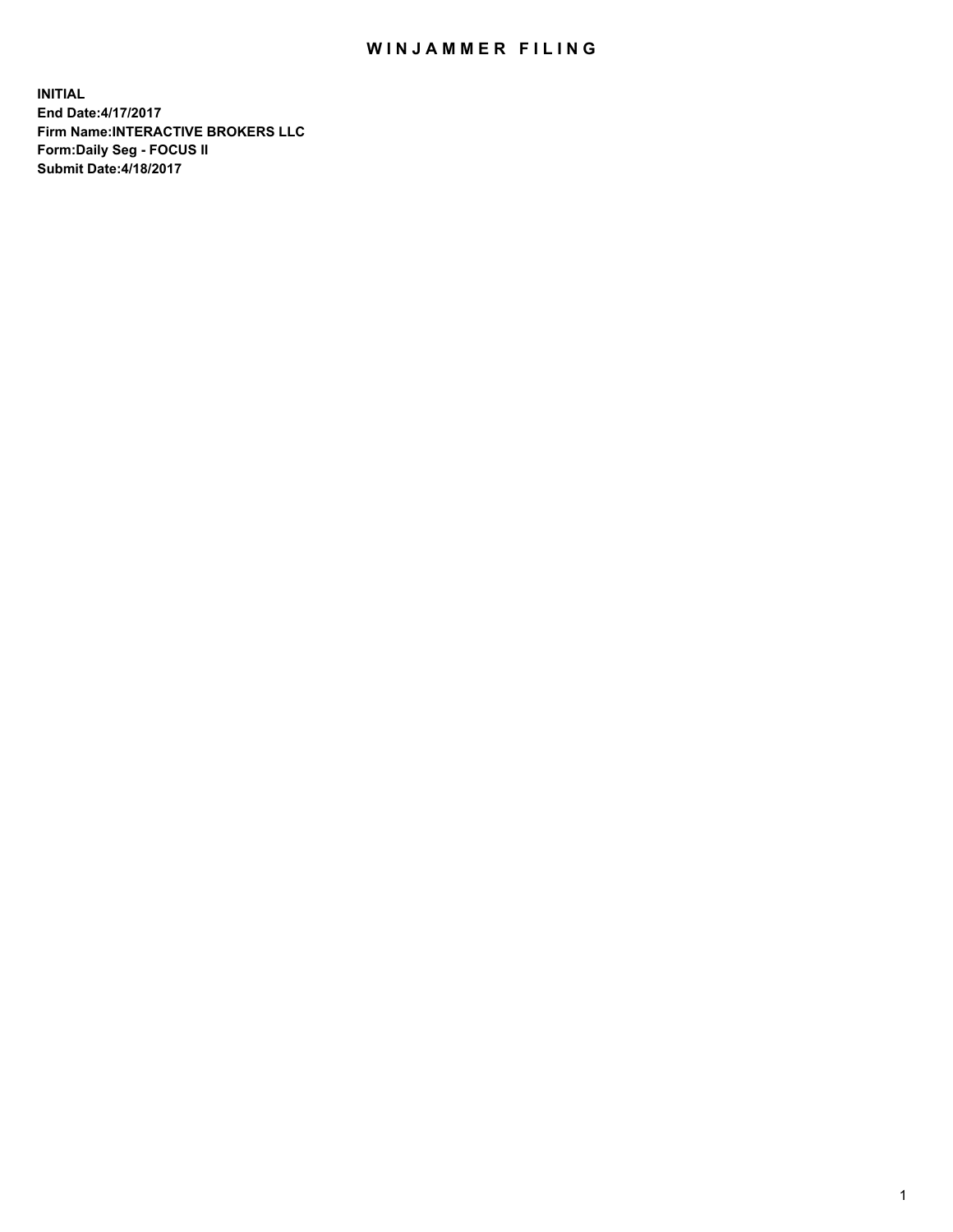# WINJAMMER FILING

**INITIAL**
**End Date:4/17/2017**
**Firm Name:INTERACTIVE BROKERS LLC**
**Form:Daily Seg - FOCUS II**
**Submit Date:4/18/2017**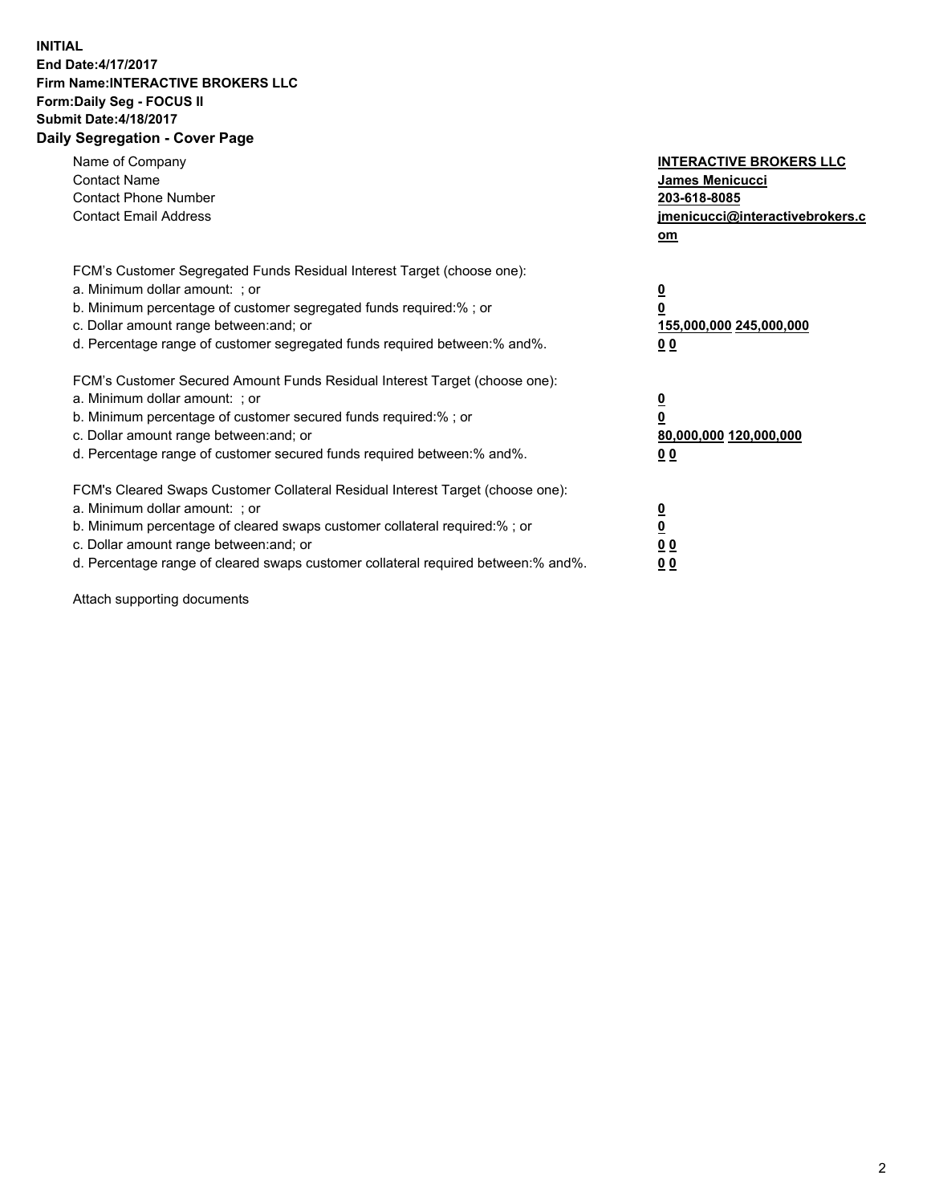**INITIAL**
**End Date:4/17/2017**
**Firm Name:INTERACTIVE BROKERS LLC**
**Form:Daily Seg - FOCUS II**
**Submit Date:4/18/2017**

## Daily Segregation - Cover Page

| | |
|---|---|
| Name of Company | **INTERACTIVE BROKERS LLC** |
| Contact Name | **James Menicucci** |
| Contact Phone Number | **203-618-8085** |
| Contact Email Address | **jmenicucci@interactivebrokers.com** |

FCM's Customer Segregated Funds Residual Interest Target (choose one):

| | |
|---|---|
| a. Minimum dollar amount: ; or | **0** |
| b. Minimum percentage of customer segregated funds required:% ; or | **0** |
| c. Dollar amount range between:and; or | **155,000,000 245,000,000** |
| d. Percentage range of customer segregated funds required between:% and%. | **0 0** |

FCM's Customer Secured Amount Funds Residual Interest Target (choose one):

| | |
|---|---|
| a. Minimum dollar amount: ; or | **0** |
| b. Minimum percentage of customer secured funds required:% ; or | **0** |
| c. Dollar amount range between:and; or | **80,000,000 120,000,000** |
| d. Percentage range of customer secured funds required between:% and%. | **0 0** |

FCM's Cleared Swaps Customer Collateral Residual Interest Target (choose one):

| | |
|---|---|
| a. Minimum dollar amount: ; or | **0** |
| b. Minimum percentage of cleared swaps customer collateral required:% ; or | **0** |
| c. Dollar amount range between:and; or | **0 0** |
| d. Percentage range of cleared swaps customer collateral required between:% and%. | **0 0** |

Attach supporting documents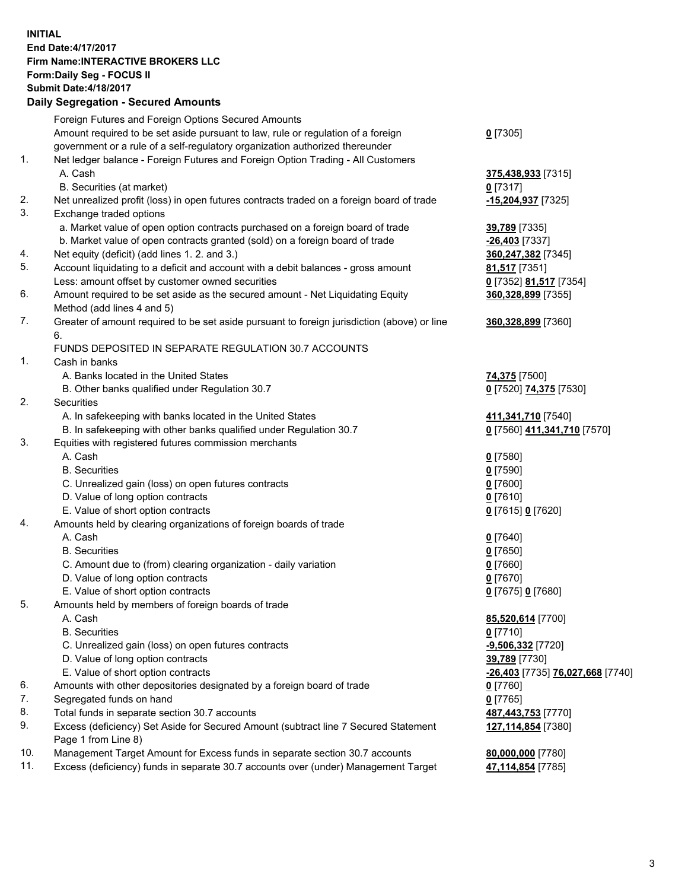**INITIAL**
**End Date:4/17/2017**
**Firm Name:INTERACTIVE BROKERS LLC**
**Form:Daily Seg - FOCUS II**
**Submit Date:4/18/2017**

## Daily Segregation - Secured Amounts

| | | |
|---|---|---|
| | Foreign Futures and Foreign Options Secured Amounts | |
| | Amount required to be set aside pursuant to law, rule or regulation of a foreign government or a rule of a self-regulatory organization authorized thereunder | **0** [7305] |
| 1. | Net ledger balance - Foreign Futures and Foreign Option Trading - All Customers | |
| | A. Cash | **375,438,933** [7315] |
| | B. Securities (at market) | **0** [7317] |
| 2. | Net unrealized profit (loss) in open futures contracts traded on a foreign board of trade | **-15,204,937** [7325] |
| 3. | Exchange traded options | |
| | a. Market value of open option contracts purchased on a foreign board of trade | **39,789** [7335] |
| | b. Market value of open contracts granted (sold) on a foreign board of trade | **-26,403** [7337] |
| 4. | Net equity (deficit) (add lines 1. 2. and 3.) | **360,247,382** [7345] |
| 5. | Account liquidating to a deficit and account with a debit balances - gross amount | **81,517** [7351] |
| | Less: amount offset by customer owned securities | **0** [7352] **81,517** [7354] |
| 6. | Amount required to be set aside as the secured amount - Net Liquidating Equity Method (add lines 4 and 5) | **360,328,899** [7355] |
| 7. | Greater of amount required to be set aside pursuant to foreign jurisdiction (above) or line 6. | **360,328,899** [7360] |
| | FUNDS DEPOSITED IN SEPARATE REGULATION 30.7 ACCOUNTS | |
| 1. | Cash in banks | |
| | A. Banks located in the United States | **74,375** [7500] |
| | B. Other banks qualified under Regulation 30.7 | **0** [7520] **74,375** [7530] |
| 2. | Securities | |
| | A. In safekeeping with banks located in the United States | **411,341,710** [7540] |
| | B. In safekeeping with other banks qualified under Regulation 30.7 | **0** [7560] **411,341,710** [7570] |
| 3. | Equities with registered futures commission merchants | |
| | A. Cash | **0** [7580] |
| | B. Securities | **0** [7590] |
| | C. Unrealized gain (loss) on open futures contracts | **0** [7600] |
| | D. Value of long option contracts | **0** [7610] |
| | E. Value of short option contracts | **0** [7615] **0** [7620] |
| 4. | Amounts held by clearing organizations of foreign boards of trade | |
| | A. Cash | **0** [7640] |
| | B. Securities | **0** [7650] |
| | C. Amount due to (from) clearing organization - daily variation | **0** [7660] |
| | D. Value of long option contracts | **0** [7670] |
| | E. Value of short option contracts | **0** [7675] **0** [7680] |
| 5. | Amounts held by members of foreign boards of trade | |
| | A. Cash | **85,520,614** [7700] |
| | B. Securities | **0** [7710] |
| | C. Unrealized gain (loss) on open futures contracts | **-9,506,332** [7720] |
| | D. Value of long option contracts | **39,789** [7730] |
| | E. Value of short option contracts | **-26,403** [7735] **76,027,668** [7740] |
| 6. | Amounts with other depositories designated by a foreign board of trade | **0** [7760] |
| 7. | Segregated funds on hand | **0** [7765] |
| 8. | Total funds in separate section 30.7 accounts | **487,443,753** [7770] |
| 9. | Excess (deficiency) Set Aside for Secured Amount (subtract line 7 Secured Statement Page 1 from Line 8) | **127,114,854** [7380] |
| 10. | Management Target Amount for Excess funds in separate section 30.7 accounts | **80,000,000** [7780] |
| 11. | Excess (deficiency) funds in separate 30.7 accounts over (under) Management Target | **47,114,854** [7785] |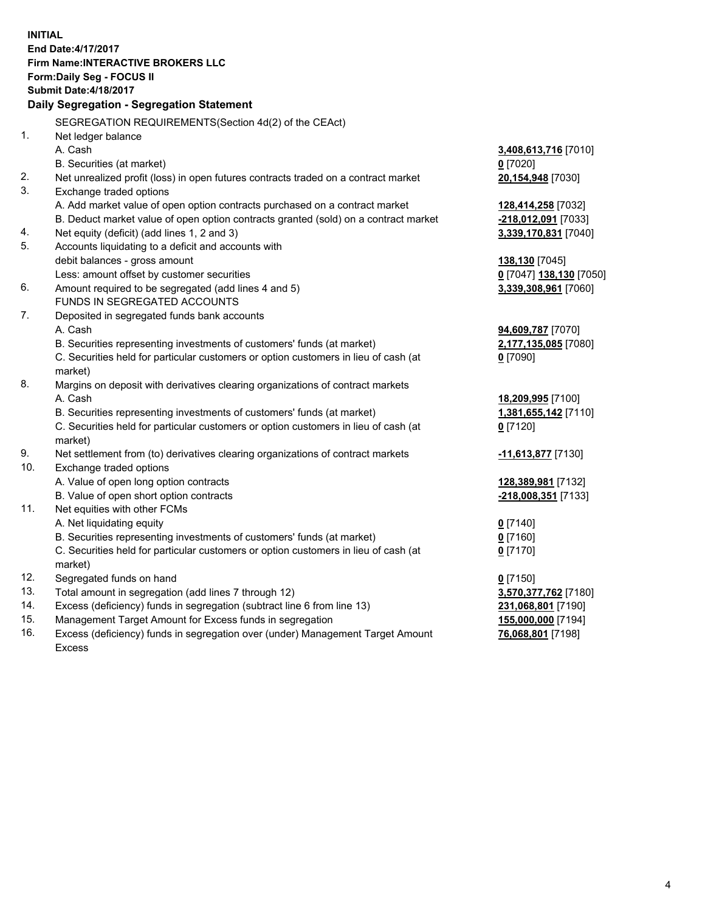**INITIAL**
**End Date:4/17/2017**
**Firm Name:INTERACTIVE BROKERS LLC**
**Form:Daily Seg - FOCUS II**
**Submit Date:4/18/2017**
**Daily Segregation - Segregation Statement**

SEGREGATION REQUIREMENTS(Section 4d(2) of the CEAct)

| | | |
|---|---|---|
| 1. | Net ledger balance | |
| | A. Cash | **3,408,613,716** [7010] |
| | B. Securities (at market) | **0** [7020] |
| 2. | Net unrealized profit (loss) in open futures contracts traded on a contract market | **20,154,948** [7030] |
| 3. | Exchange traded options | |
| | A. Add market value of open option contracts purchased on a contract market | **128,414,258** [7032] |
| | B. Deduct market value of open option contracts granted (sold) on a contract market | **-218,012,091** [7033] |
| 4. | Net equity (deficit) (add lines 1, 2 and 3) | **3,339,170,831** [7040] |
| 5. | Accounts liquidating to a deficit and accounts with | |
| | debit balances - gross amount | **138,130** [7045] |
| | Less: amount offset by customer securities | **0** [7047] **138,130** [7050] |
| 6. | Amount required to be segregated (add lines 4 and 5) | **3,339,308,961** [7060] |
| | FUNDS IN SEGREGATED ACCOUNTS | |
| 7. | Deposited in segregated funds bank accounts | |
| | A. Cash | **94,609,787** [7070] |
| | B. Securities representing investments of customers' funds (at market) | **2,177,135,085** [7080] |
| | C. Securities held for particular customers or option customers in lieu of cash (at market) | **0** [7090] |
| 8. | Margins on deposit with derivatives clearing organizations of contract markets | |
| | A. Cash | **18,209,995** [7100] |
| | B. Securities representing investments of customers' funds (at market) | **1,381,655,142** [7110] |
| | C. Securities held for particular customers or option customers in lieu of cash (at market) | **0** [7120] |
| 9. | Net settlement from (to) derivatives clearing organizations of contract markets | **-11,613,877** [7130] |
| 10. | Exchange traded options | |
| | A. Value of open long option contracts | **128,389,981** [7132] |
| | B. Value of open short option contracts | **-218,008,351** [7133] |
| 11. | Net equities with other FCMs | |
| | A. Net liquidating equity | **0** [7140] |
| | B. Securities representing investments of customers' funds (at market) | **0** [7160] |
| | C. Securities held for particular customers or option customers in lieu of cash (at market) | **0** [7170] |
| 12. | Segregated funds on hand | **0** [7150] |
| 13. | Total amount in segregation (add lines 7 through 12) | **3,570,377,762** [7180] |
| 14. | Excess (deficiency) funds in segregation (subtract line 6 from line 13) | **231,068,801** [7190] |
| 15. | Management Target Amount for Excess funds in segregation | **155,000,000** [7194] |
| 16. | Excess (deficiency) funds in segregation over (under) Management Target Amount Excess | **76,068,801** [7198] |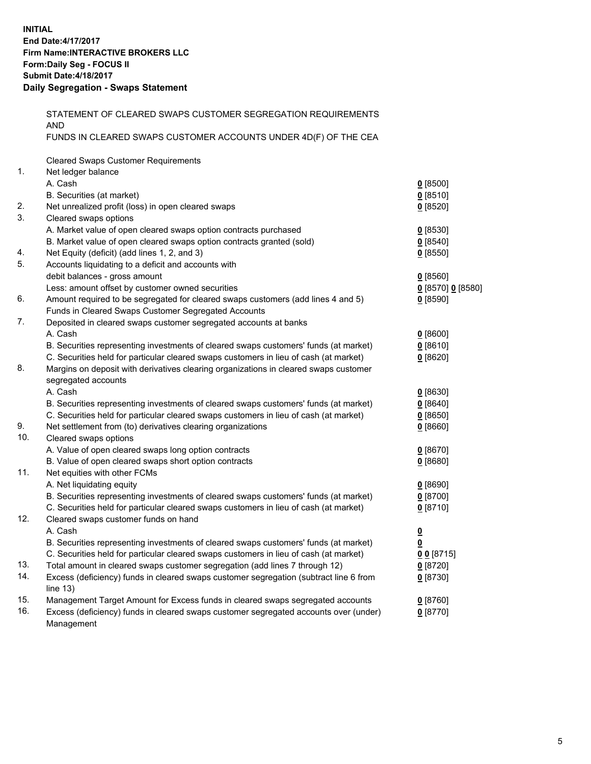**INITIAL**
**End Date:4/17/2017**
**Firm Name:INTERACTIVE BROKERS LLC**
**Form:Daily Seg - FOCUS II**
**Submit Date:4/18/2017**
**Daily Segregation - Swaps Statement**

STATEMENT OF CLEARED SWAPS CUSTOMER SEGREGATION REQUIREMENTS AND FUNDS IN CLEARED SWAPS CUSTOMER ACCOUNTS UNDER 4D(F) OF THE CEA

| | | |
|---|---|---|
| | Cleared Swaps Customer Requirements | |
| 1. | Net ledger balance | |
| | A. Cash | 0 [8500] |
| | B. Securities (at market) | 0 [8510] |
| 2. | Net unrealized profit (loss) in open cleared swaps | 0 [8520] |
| 3. | Cleared swaps options | |
| | A. Market value of open cleared swaps option contracts purchased | 0 [8530] |
| | B. Market value of open cleared swaps option contracts granted (sold) | 0 [8540] |
| 4. | Net Equity (deficit) (add lines 1, 2, and 3) | 0 [8550] |
| 5. | Accounts liquidating to a deficit and accounts with debit balances - gross amount | 0 [8560] |
| | Less: amount offset by customer owned securities | 0 [8570] 0 [8580] |
| 6. | Amount required to be segregated for cleared swaps customers (add lines 4 and 5) | 0 [8590] |
| | Funds in Cleared Swaps Customer Segregated Accounts | |
| 7. | Deposited in cleared swaps customer segregated accounts at banks | |
| | A. Cash | 0 [8600] |
| | B. Securities representing investments of cleared swaps customers' funds (at market) | 0 [8610] |
| | C. Securities held for particular cleared swaps customers in lieu of cash (at market) | 0 [8620] |
| 8. | Margins on deposit with derivatives clearing organizations in cleared swaps customer segregated accounts | |
| | A. Cash | 0 [8630] |
| | B. Securities representing investments of cleared swaps customers' funds (at market) | 0 [8640] |
| | C. Securities held for particular cleared swaps customers in lieu of cash (at market) | 0 [8650] |
| 9. | Net settlement from (to) derivatives clearing organizations | 0 [8660] |
| 10. | Cleared swaps options | |
| | A. Value of open cleared swaps long option contracts | 0 [8670] |
| | B. Value of open cleared swaps short option contracts | 0 [8680] |
| 11. | Net equities with other FCMs | |
| | A. Net liquidating equity | 0 [8690] |
| | B. Securities representing investments of cleared swaps customers' funds (at market) | 0 [8700] |
| | C. Securities held for particular cleared swaps customers in lieu of cash (at market) | 0 [8710] |
| 12. | Cleared swaps customer funds on hand | |
| | A. Cash | 0 |
| | B. Securities representing investments of cleared swaps customers' funds (at market) | 0 |
| | C. Securities held for particular cleared swaps customers in lieu of cash (at market) | 0 0 [8715] |
| 13. | Total amount in cleared swaps customer segregation (add lines 7 through 12) | 0 [8720] |
| 14. | Excess (deficiency) funds in cleared swaps customer segregation (subtract line 6 from line 13) | 0 [8730] |
| 15. | Management Target Amount for Excess funds in cleared swaps segregated accounts | 0 [8760] |
| 16. | Excess (deficiency) funds in cleared swaps customer segregated accounts over (under) Management | 0 [8770] |